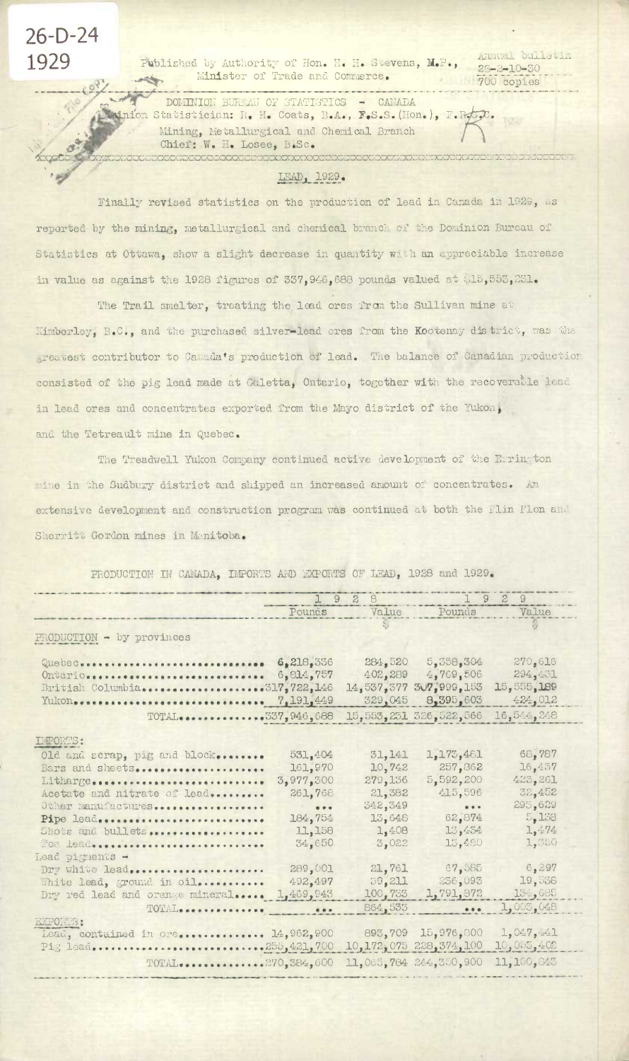26-D-24
1929

Published by Authority of Hon. H. H. Stevens, M.P., Minister of Trade and Commerce.

Annual bulletin
26-3-10-30
700 copies

DOMINION BUREAU OF STATISTICS - CANADA
Dominion Statistician: R. H. Coats, B.A., F.S.S.(Hon.), F.R.S.C.
Mining, Metallurgical and Chemical Branch
Chief: W. H. Losee, B.Sc.

## LEAD, 1929.

Finally revised statistics on the production of lead in Canada in 1929, as reported by the mining, metallurgical and chemical branch of the Dominion Bureau of Statistics at Ottawa, show a slight decrease in quantity with an appreciable increase in value as against the 1928 figures of 337,946,688 pounds valued at $15,553,231.

The Trail smelter, treating the lead ores from the Sullivan mine at Kimberley, B.C., and the purchased silver-lead ores from the Kootenay district, was the greatest contributor to Canada's production of lead. The balance of Canadian production consisted of the pig lead made at Galetta, Ontario, together with the recoverable lead in lead ores and concentrates exported from the Mayo district of the Yukon, and the Tetreault mine in Quebec.

The Treadwell Yukon Company continued active development of the Errington mine in the Sudbury district and shipped an increased amount of concentrates. An extensive development and construction program was continued at both the Flin Flon and Sherritt Gordon mines in Manitoba.

PRODUCTION IN CANADA, IMPORTS AND EXPORTS OF LEAD, 1928 and 1929.

| | 1928 | | 1929 | |
|---|---|---|---|---|
| | Pounds | Value $ | Pounds | Value $ |
| PRODUCTION - by provinces | | | | |
| Quebec | 6,218,336 | 284,520 | 5,358,304 | 270,616 |
| Ontario | 6,814,757 | 402,289 | 4,769,506 | 294,431 |
| British Columbia | 317,722,146 | 14,537,377 | 307,999,153 | 15,555,189 |
| Yukon | 7,191,449 | 329,045 | 8,395,603 | 424,012 |
| TOTAL | 337,946,688 | 15,553,231 | 326,522,566 | 16,544,248 |
| IMPORTS: | | | | |
| Old and scrap, pig and block | 531,404 | 31,141 | 1,173,461 | 68,787 |
| Bars and sheets | 161,970 | 10,742 | 257,862 | 16,437 |
| Litharge | 3,977,300 | 279,136 | 5,592,200 | 425,261 |
| Acetate and nitrate of lead | 261,768 | 21,382 | 415,596 | 32,452 |
| Other manufactures | ... | 342,349 | ... | 295,629 |
| Pipe lead | 184,754 | 13,648 | 62,874 | 5,138 |
| Shots and bullets | 11,158 | 1,408 | 13,434 | 1,474 |
| Tea lead | 34,650 | 3,022 | 15,480 | 1,350 |
| Lead pigments - | | | | |
| Dry white lead | 289,001 | 21,761 | 67,585 | 6,297 |
| White lead, ground in oil | 492,497 | 39,211 | 236,093 | 19,536 |
| Dry red lead and orange mineral | 1,469,943 | 100,735 | 1,791,872 | 134,685 |
| TOTAL | ... | 864,535 | ... | 1,003,048 |
| EXPORTS: | | | | |
| Lead, contained in ore | 14,962,900 | 893,709 | 15,976,800 | 1,047,441 |
| Pig lead | 255,421,700 | 10,172,075 | 228,374,100 | 10,055,402 |
| TOTAL | 270,384,600 | 11,065,784 | 244,350,900 | 11,100,843 |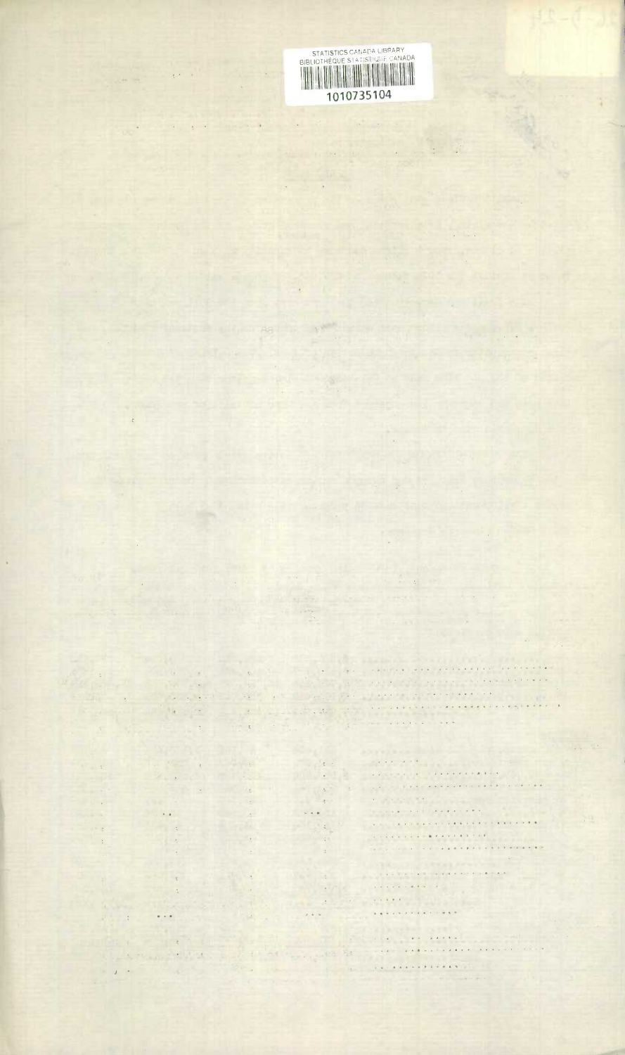STATISTICS CANADA LIBRARY
BIBLIOTHÈQUE STATISTIQUE CANADA

1010735104